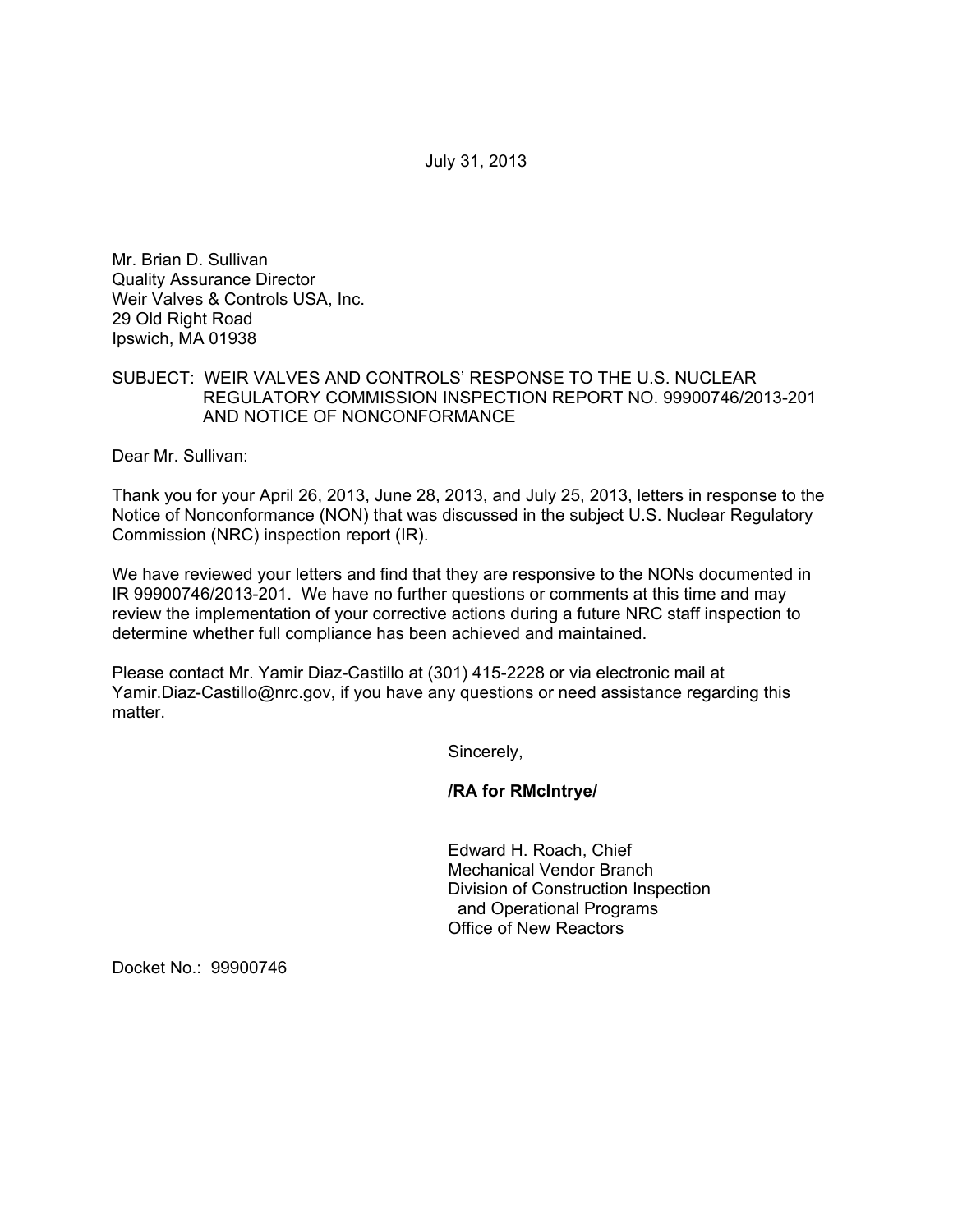July 31, 2013

Mr. Brian D. Sullivan
Quality Assurance Director
Weir Valves & Controls USA, Inc.
29 Old Right Road
Ipswich, MA 01938

SUBJECT: WEIR VALVES AND CONTROLS' RESPONSE TO THE U.S. NUCLEAR REGULATORY COMMISSION INSPECTION REPORT NO. 99900746/2013-201 AND NOTICE OF NONCONFORMANCE

Dear Mr. Sullivan:

Thank you for your April 26, 2013, June 28, 2013, and July 25, 2013, letters in response to the Notice of Nonconformance (NON) that was discussed in the subject U.S. Nuclear Regulatory Commission (NRC) inspection report (IR).

We have reviewed your letters and find that they are responsive to the NONs documented in IR 99900746/2013-201. We have no further questions or comments at this time and may review the implementation of your corrective actions during a future NRC staff inspection to determine whether full compliance has been achieved and maintained.

Please contact Mr. Yamir Diaz-Castillo at (301) 415-2228 or via electronic mail at Yamir.Diaz-Castillo@nrc.gov, if you have any questions or need assistance regarding this matter.

Sincerely,

**/RA for RMcIntrye/**

Edward H. Roach, Chief
Mechanical Vendor Branch
Division of Construction Inspection
and Operational Programs
Office of New Reactors

Docket No.: 99900746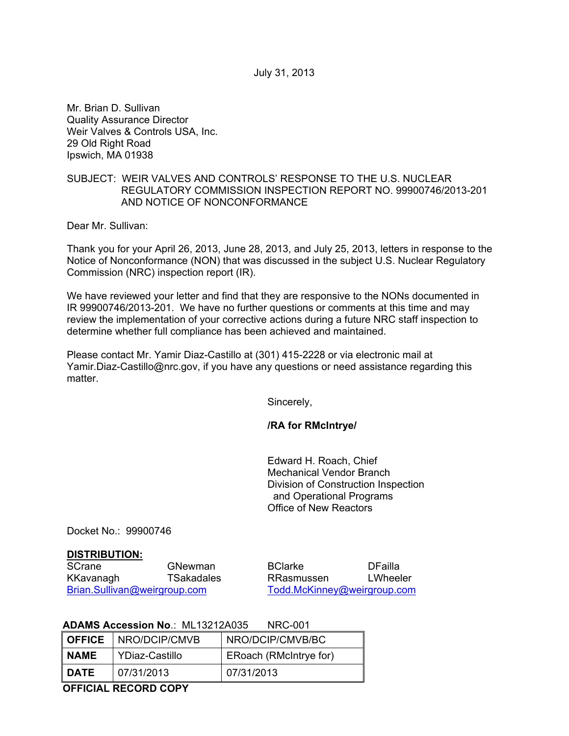July 31, 2013

Mr. Brian D. Sullivan
Quality Assurance Director
Weir Valves & Controls USA, Inc.
29 Old Right Road
Ipswich, MA 01938

SUBJECT: WEIR VALVES AND CONTROLS' RESPONSE TO THE U.S. NUCLEAR REGULATORY COMMISSION INSPECTION REPORT NO. 99900746/2013-201 AND NOTICE OF NONCONFORMANCE

Dear Mr. Sullivan:

Thank you for your April 26, 2013, June 28, 2013, and July 25, 2013, letters in response to the Notice of Nonconformance (NON) that was discussed in the subject U.S. Nuclear Regulatory Commission (NRC) inspection report (IR).

We have reviewed your letter and find that they are responsive to the NONs documented in IR 99900746/2013-201. We have no further questions or comments at this time and may review the implementation of your corrective actions during a future NRC staff inspection to determine whether full compliance has been achieved and maintained.

Please contact Mr. Yamir Diaz-Castillo at (301) 415-2228 or via electronic mail at Yamir.Diaz-Castillo@nrc.gov, if you have any questions or need assistance regarding this matter.

Sincerely,

**/RA for RMcIntrye/**

Edward H. Roach, Chief
Mechanical Vendor Branch
Division of Construction Inspection
and Operational Programs
Office of New Reactors

Docket No.: 99900746

**DISTRIBUTION:**

| | | | |
|---|---|---|---|
| SCrane | GNewman | BClarke | DFailla |
| KKavanagh | TSakadales | RRasmussen | LWheeler |
| Brian.Sullivan@weirgroup.com | | Todd.McKinney@weirgroup.com | |

**ADAMS Accession No**.: ML13212A035 NRC-001

| **OFFICE** | NRO/DCIP/CMVB | NRO/DCIP/CMVB/BC |
|---|---|---|
| **NAME** | YDiaz-Castillo | ERoach (RMcIntrye for) |
| **DATE** | 07/31/2013 | 07/31/2013 |

**OFFICIAL RECORD COPY**